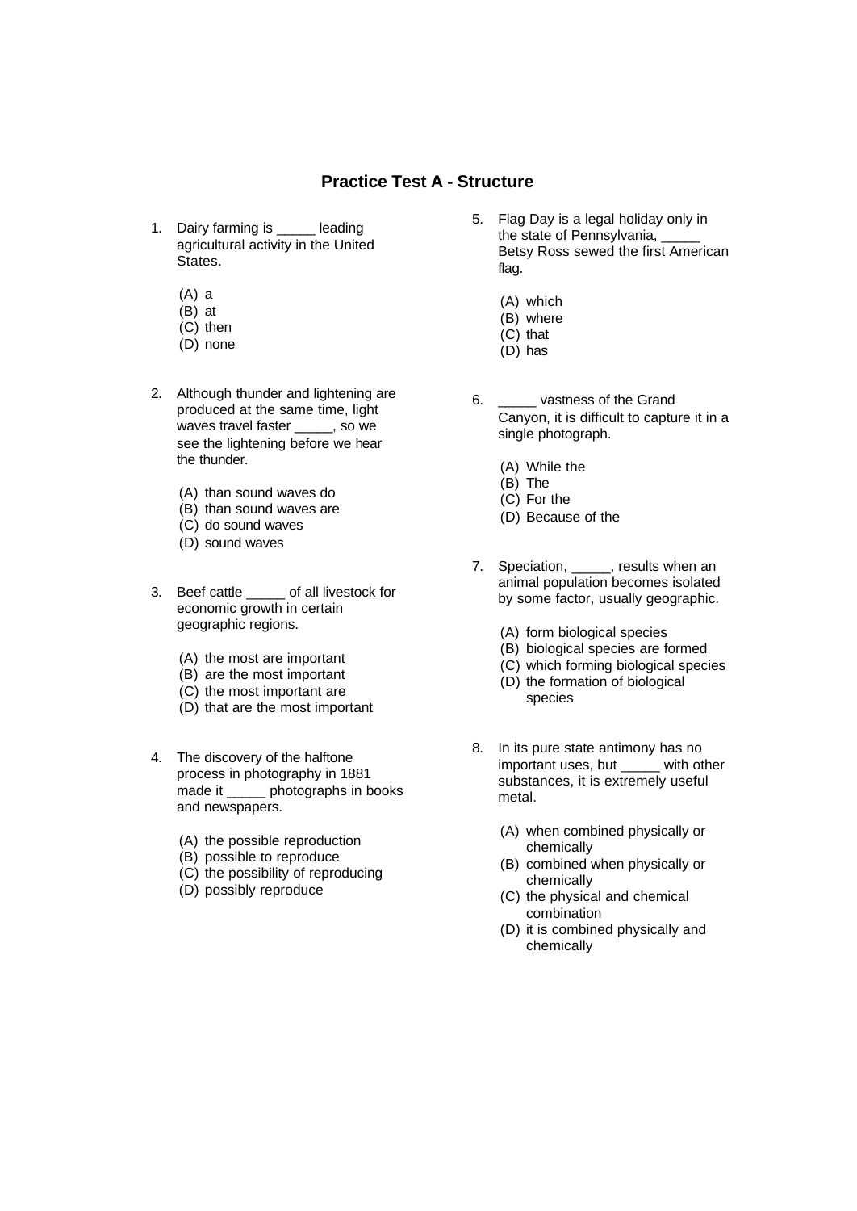# Practice Test A - Structure

1. Dairy farming is _____ leading agricultural activity in the United States.

   (A) a
   (B) at
   (C) then
   (D) none

2. Although thunder and lightening are produced at the same time, light waves travel faster _____, so we see the lightening before we hear the thunder.

   (A) than sound waves do
   (B) than sound waves are
   (C) do sound waves
   (D) sound waves

3. Beef cattle _____ of all livestock for economic growth in certain geographic regions.

   (A) the most are important
   (B) are the most important
   (C) the most important are
   (D) that are the most important

4. The discovery of the halftone process in photography in 1881 made it _____ photographs in books and newspapers.

   (A) the possible reproduction
   (B) possible to reproduce
   (C) the possibility of reproducing
   (D) possibly reproduce

5. Flag Day is a legal holiday only in the state of Pennsylvania, _____ Betsy Ross sewed the first American flag.

   (A) which
   (B) where
   (C) that
   (D) has

6. _____ vastness of the Grand Canyon, it is difficult to capture it in a single photograph.

   (A) While the
   (B) The
   (C) For the
   (D) Because of the

7. Speciation, _____, results when an animal population becomes isolated by some factor, usually geographic.

   (A) form biological species
   (B) biological species are formed
   (C) which forming biological species
   (D) the formation of biological species

8. In its pure state antimony has no important uses, but _____ with other substances, it is extremely useful metal.

   (A) when combined physically or chemically
   (B) combined when physically or chemically
   (C) the physical and chemical combination
   (D) it is combined physically and chemically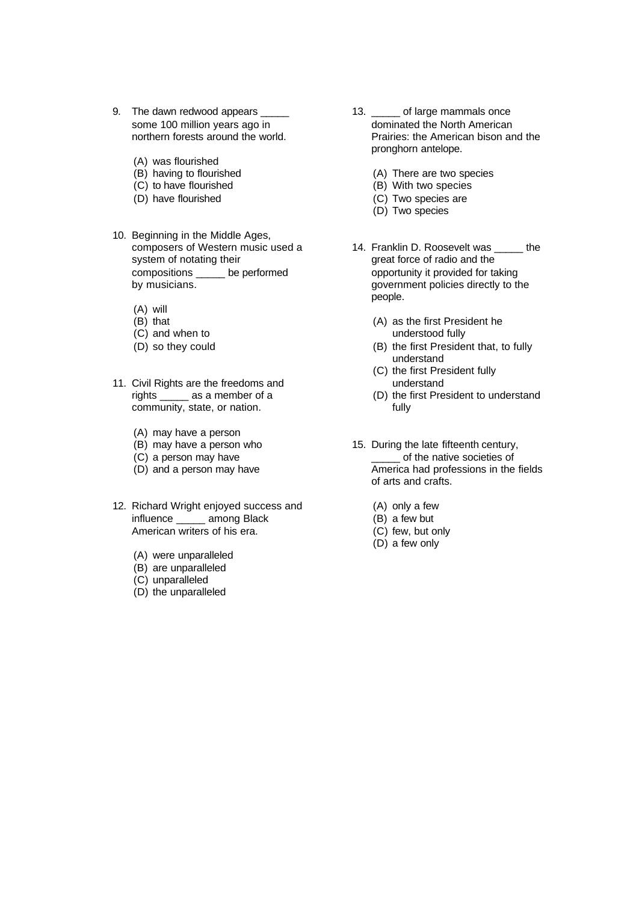9. The dawn redwood appears _____ some 100 million years ago in northern forests around the world.

    (A) was flourished
    (B) having to flourished
    (C) to have flourished
    (D) have flourished

10. Beginning in the Middle Ages, composers of Western music used a system of notating their compositions _____ be performed by musicians.

    (A) will
    (B) that
    (C) and when to
    (D) so they could

11. Civil Rights are the freedoms and rights _____ as a member of a community, state, or nation.

    (A) may have a person
    (B) may have a person who
    (C) a person may have
    (D) and a person may have

12. Richard Wright enjoyed success and influence _____ among Black American writers of his era.

    (A) were unparalleled
    (B) are unparalleled
    (C) unparalleled
    (D) the unparalleled

13. _____ of large mammals once dominated the North American Prairies: the American bison and the pronghorn antelope.

    (A) There are two species
    (B) With two species
    (C) Two species are
    (D) Two species

14. Franklin D. Roosevelt was _____ the great force of radio and the opportunity it provided for taking government policies directly to the people.

    (A) as the first President he understood fully
    (B) the first President that, to fully understand
    (C) the first President fully understand
    (D) the first President to understand fully

15. During the late fifteenth century, _____ of the native societies of America had professions in the fields of arts and crafts.

    (A) only a few
    (B) a few but
    (C) few, but only
    (D) a few only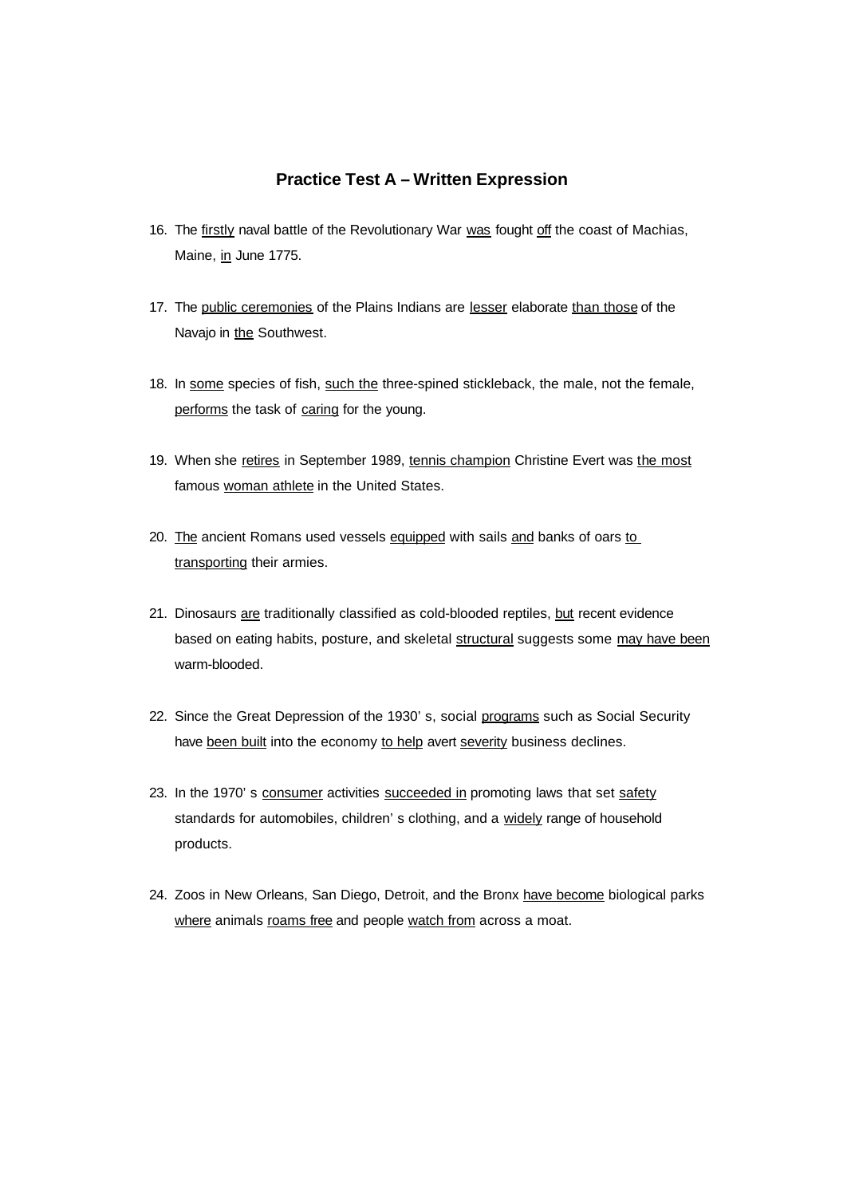## Practice Test A – Written Expression

16. The <u>firstly</u> naval battle of the Revolutionary War <u>was</u> fought <u>off</u> the coast of Machias, Maine, <u>in</u> June 1775.

17. The <u>public ceremonies</u> of the Plains Indians are <u>lesser</u> elaborate <u>than those</u> of the Navajo in <u>the</u> Southwest.

18. In <u>some</u> species of fish, <u>such the</u> three-spined stickleback, the male, not the female, <u>performs</u> the task of <u>caring</u> for the young.

19. When she <u>retires</u> in September 1989, <u>tennis champion</u> Christine Evert was <u>the most</u> famous <u>woman athlete</u> in the United States.

20. <u>The</u> ancient Romans used vessels <u>equipped</u> with sails <u>and</u> banks of oars <u>to transporting</u> their armies.

21. Dinosaurs <u>are</u> traditionally classified as cold-blooded reptiles, <u>but</u> recent evidence based on eating habits, posture, and skeletal <u>structural</u> suggests some <u>may have been</u> warm-blooded.

22. Since the Great Depression of the 1930' s, social <u>programs</u> such as Social Security have <u>been built</u> into the economy <u>to help</u> avert <u>severity</u> business declines.

23. In the 1970' s <u>consumer</u> activities <u>succeeded in</u> promoting laws that set <u>safety</u> standards for automobiles, children' s clothing, and a <u>widely</u> range of household products.

24. Zoos in New Orleans, San Diego, Detroit, and the Bronx <u>have become</u> biological parks <u>where</u> animals <u>roams free</u> and people <u>watch from</u> across a moat.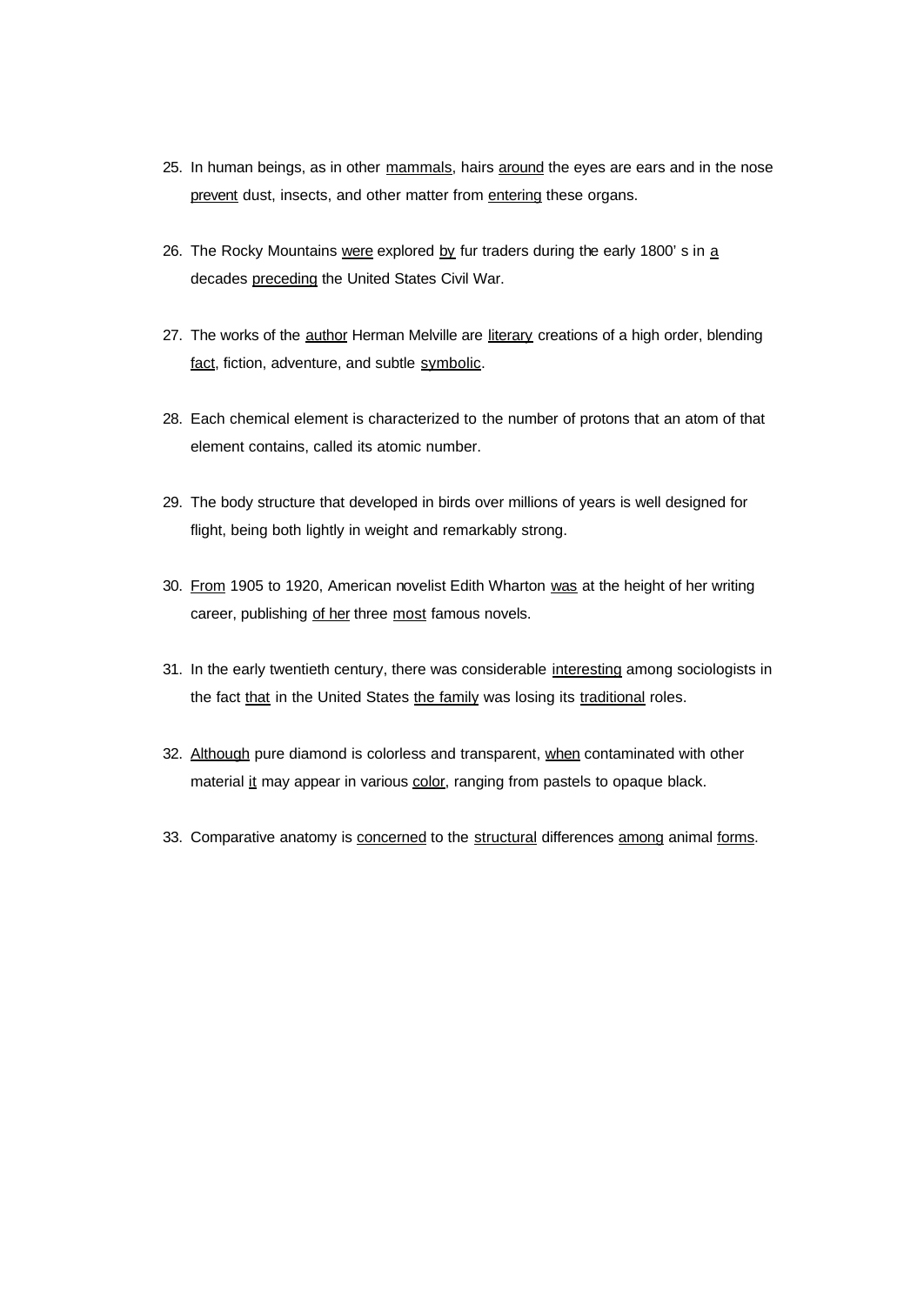25. In human beings, as in other <u>mammals</u>, hairs <u>around</u> the eyes are ears and in the nose <u>prevent</u> dust, insects, and other matter from <u>entering</u> these organs.

26. The Rocky Mountains <u>were</u> explored <u>by</u> fur traders during the early 1800' s in <u>a</u> decades <u>preceding</u> the United States Civil War.

27. The works of the <u>author</u> Herman Melville are <u>literary</u> creations of a high order, blending <u>fact</u>, fiction, adventure, and subtle <u>symbolic</u>.

28. Each chemical element is characterized to the number of protons that an atom of that element contains, called its atomic number.

29. The body structure that developed in birds over millions of years is well designed for flight, being both lightly in weight and remarkably strong.

30. <u>From</u> 1905 to 1920, American novelist Edith Wharton <u>was</u> at the height of her writing career, publishing <u>of her</u> three <u>most</u> famous novels.

31. In the early twentieth century, there was considerable <u>interesting</u> among sociologists in the fact <u>that</u> in the United States <u>the family</u> was losing its <u>traditional</u> roles.

32. <u>Although</u> pure diamond is colorless and transparent, <u>when</u> contaminated with other material <u>it</u> may appear in various <u>color</u>, ranging from pastels to opaque black.

33. Comparative anatomy is <u>concerned</u> to the <u>structural</u> differences <u>among</u> animal <u>forms</u>.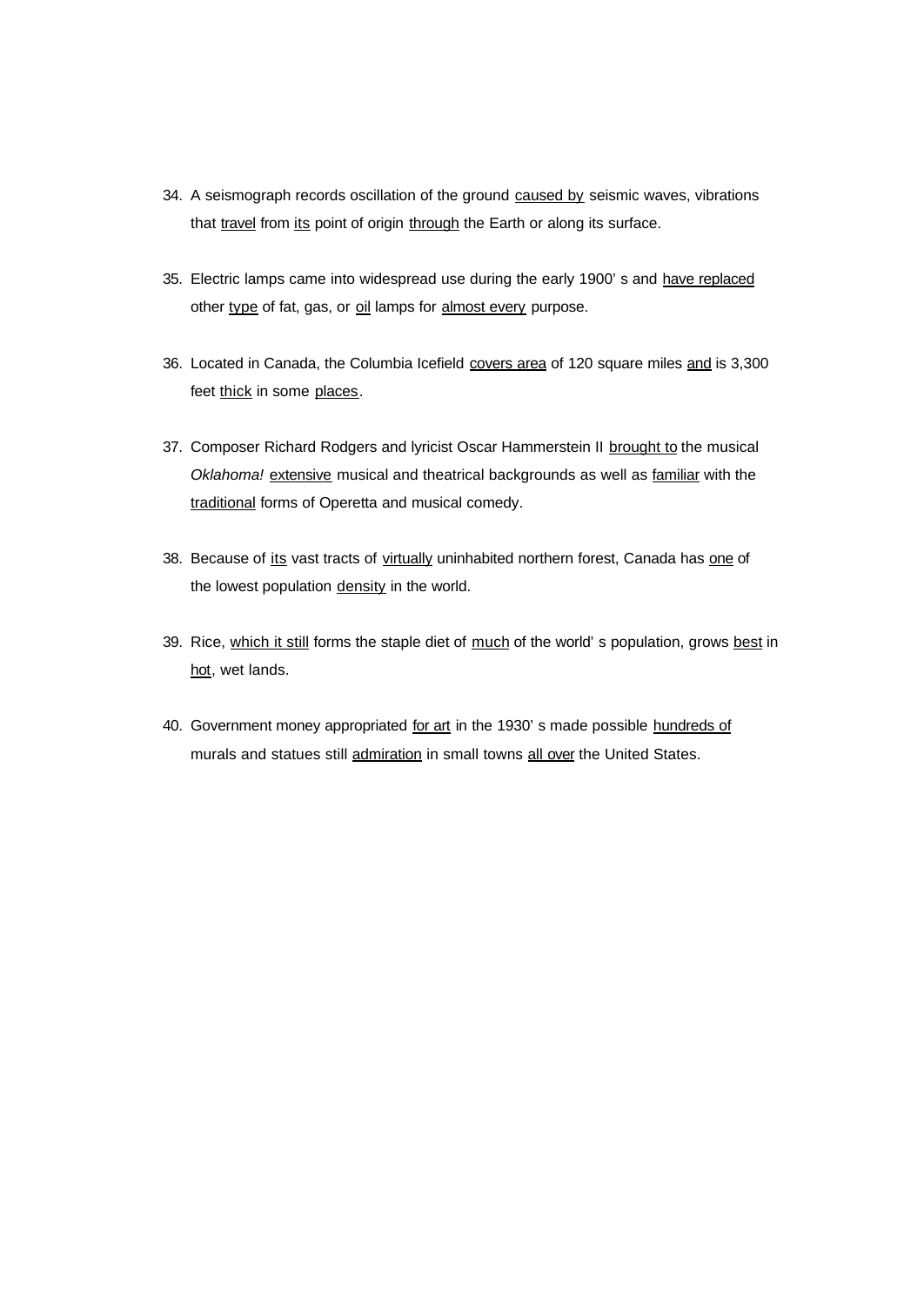34. A seismograph records oscillation of the ground <u>caused by</u> seismic waves, vibrations that <u>travel</u> from <u>its</u> point of origin <u>through</u> the Earth or along its surface.

35. Electric lamps came into widespread use during the early 1900' s and <u>have replaced</u> other <u>type</u> of fat, gas, or <u>oil</u> lamps for <u>almost every</u> purpose.

36. Located in Canada, the Columbia Icefield <u>covers area</u> of 120 square miles <u>and</u> is 3,300 feet <u>thick</u> in some <u>places</u>.

37. Composer Richard Rodgers and lyricist Oscar Hammerstein II <u>brought to</u> the musical *Oklahoma!* <u>extensive</u> musical and theatrical backgrounds as well as <u>familiar</u> with the <u>traditional</u> forms of Operetta and musical comedy.

38. Because of <u>its</u> vast tracts of <u>virtually</u> uninhabited northern forest, Canada has <u>one</u> of the lowest population <u>density</u> in the world.

39. Rice, <u>which it still</u> forms the staple diet of <u>much</u> of the world' s population, grows <u>best</u> in <u>hot</u>, wet lands.

40. Government money appropriated <u>for art</u> in the 1930' s made possible <u>hundreds of</u> murals and statues still <u>admiration</u> in small towns <u>all over</u> the United States.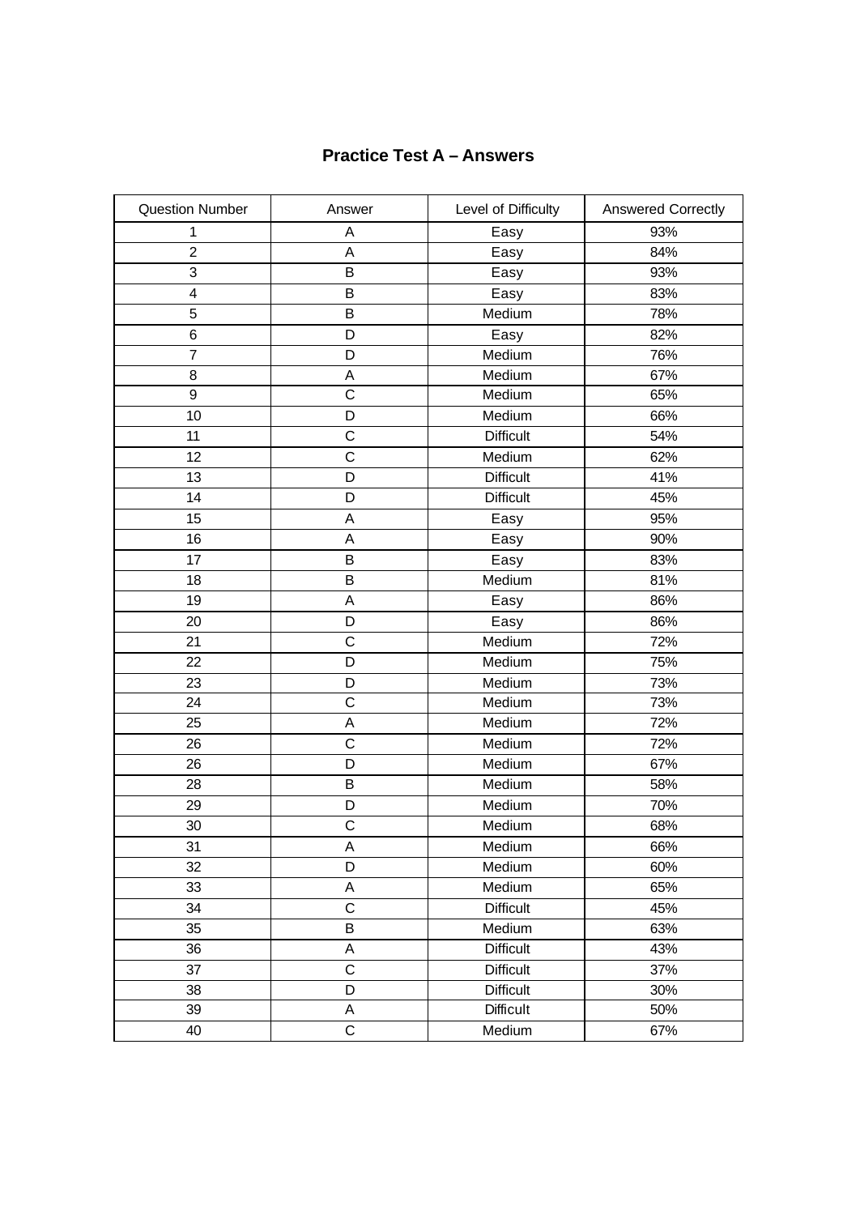**Practice Test A – Answers**

| Question Number | Answer | Level of Difficulty | Answered Correctly |
|---|---|---|---|
| 1 | A | Easy | 93% |
| 2 | A | Easy | 84% |
| 3 | B | Easy | 93% |
| 4 | B | Easy | 83% |
| 5 | B | Medium | 78% |
| 6 | D | Easy | 82% |
| 7 | D | Medium | 76% |
| 8 | A | Medium | 67% |
| 9 | C | Medium | 65% |
| 10 | D | Medium | 66% |
| 11 | C | Difficult | 54% |
| 12 | C | Medium | 62% |
| 13 | D | Difficult | 41% |
| 14 | D | Difficult | 45% |
| 15 | A | Easy | 95% |
| 16 | A | Easy | 90% |
| 17 | B | Easy | 83% |
| 18 | B | Medium | 81% |
| 19 | A | Easy | 86% |
| 20 | D | Easy | 86% |
| 21 | C | Medium | 72% |
| 22 | D | Medium | 75% |
| 23 | D | Medium | 73% |
| 24 | C | Medium | 73% |
| 25 | A | Medium | 72% |
| 26 | C | Medium | 72% |
| 26 | D | Medium | 67% |
| 28 | B | Medium | 58% |
| 29 | D | Medium | 70% |
| 30 | C | Medium | 68% |
| 31 | A | Medium | 66% |
| 32 | D | Medium | 60% |
| 33 | A | Medium | 65% |
| 34 | C | Difficult | 45% |
| 35 | B | Medium | 63% |
| 36 | A | Difficult | 43% |
| 37 | C | Difficult | 37% |
| 38 | D | Difficult | 30% |
| 39 | A | Difficult | 50% |
| 40 | C | Medium | 67% |